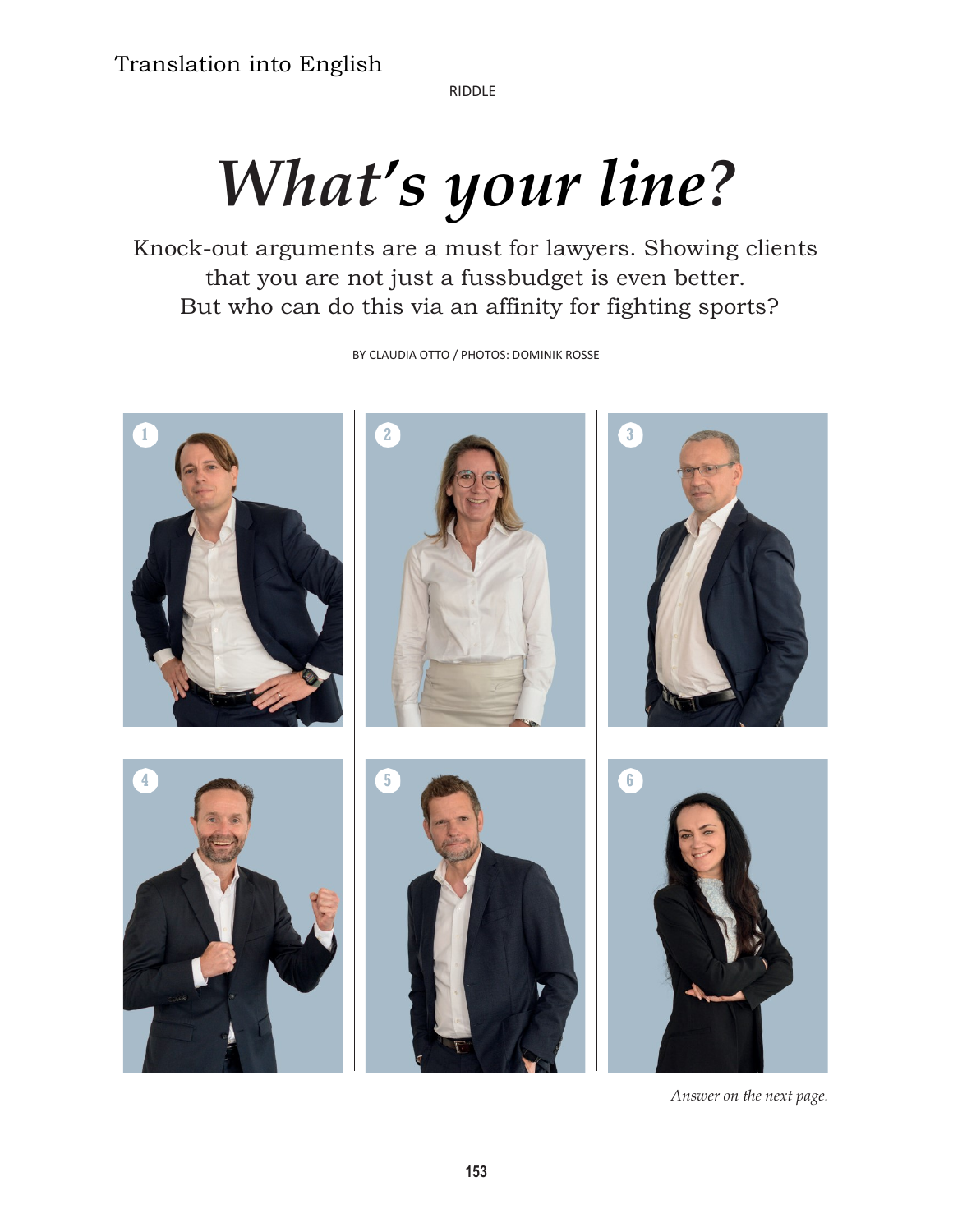Translation into English

RIDDLE

# *What's your line?*

Knock-out arguments are a must for lawyers. Showing clients that you are not just a fussbudget is even better. But who can do this via an affinity for fighting sports?

BY CLAUDIA OTTO / PHOTOS: DOMINIK ROSSE

1

2

3

4

5

6

*Answer on the next page.*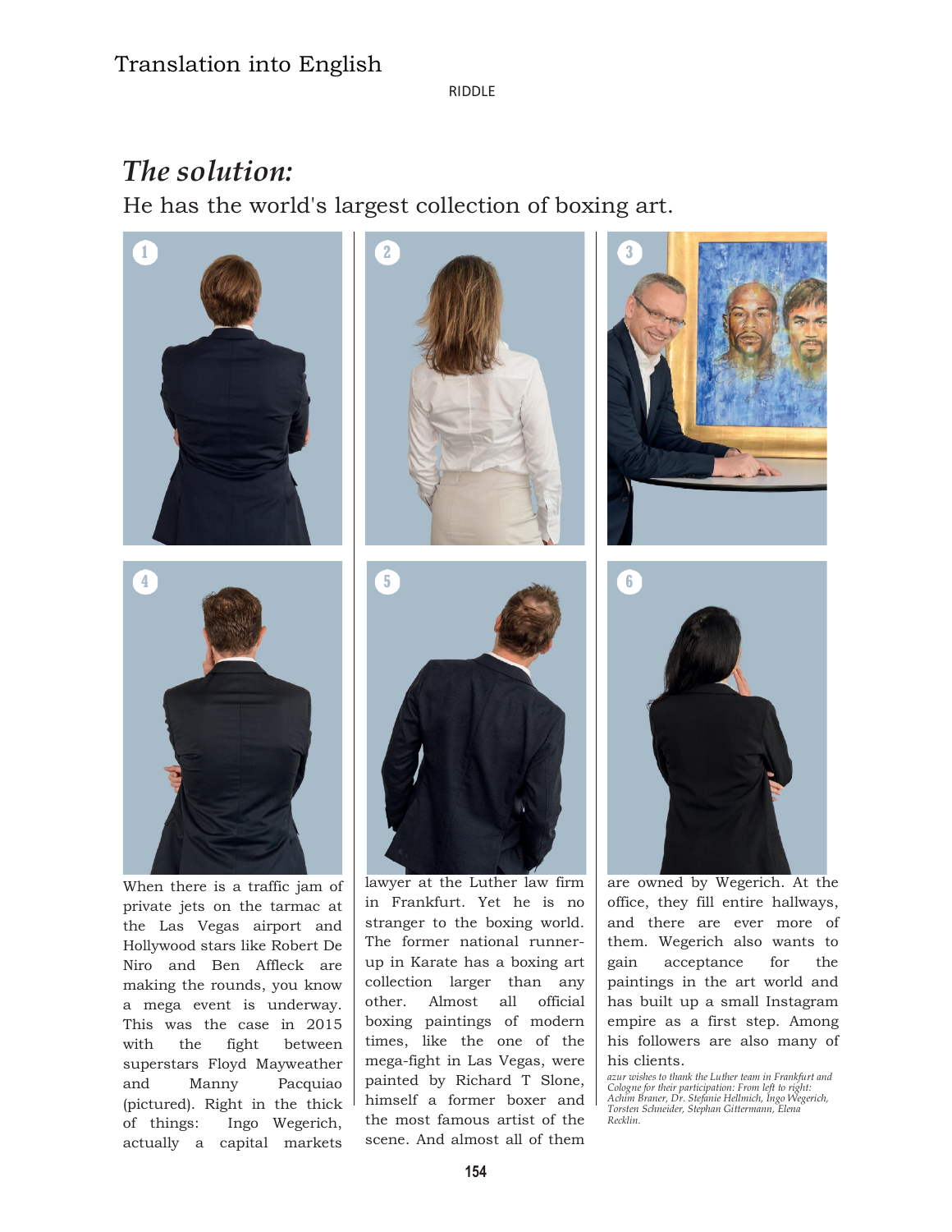Translation into English

RIDDLE

## *The solution:*

He has the world's largest collection of boxing art.

When there is a traffic jam of private jets on the tarmac at the Las Vegas airport and Hollywood stars like Robert De Niro and Ben Affleck are making the rounds, you know a mega event is underway. This was the case in 2015 with the fight between superstars Floyd Mayweather and Manny Pacquiao (pictured). Right in the thick of things: Ingo Wegerich, actually a capital markets lawyer at the Luther law firm in Frankfurt. Yet he is no stranger to the boxing world. The former national runner-up in Karate has a boxing art collection larger than any other. Almost all official boxing paintings of modern times, like the one of the mega-fight in Las Vegas, were painted by Richard T Slone, himself a former boxer and the most famous artist of the scene. And almost all of them are owned by Wegerich. At the office, they fill entire hallways, and there are ever more of them. Wegerich also wants to gain acceptance for the paintings in the art world and has built up a small Instagram empire as a first step. Among his followers are also many of his clients.

*azur wishes to thank the Luther team in Frankfurt and Cologne for their participation: From left to right: Achim Braner, Dr. Stefanie Hellmich, Ingo Wegerich, Torsten Schneider, Stephan Gittermann, Elena Recklin.*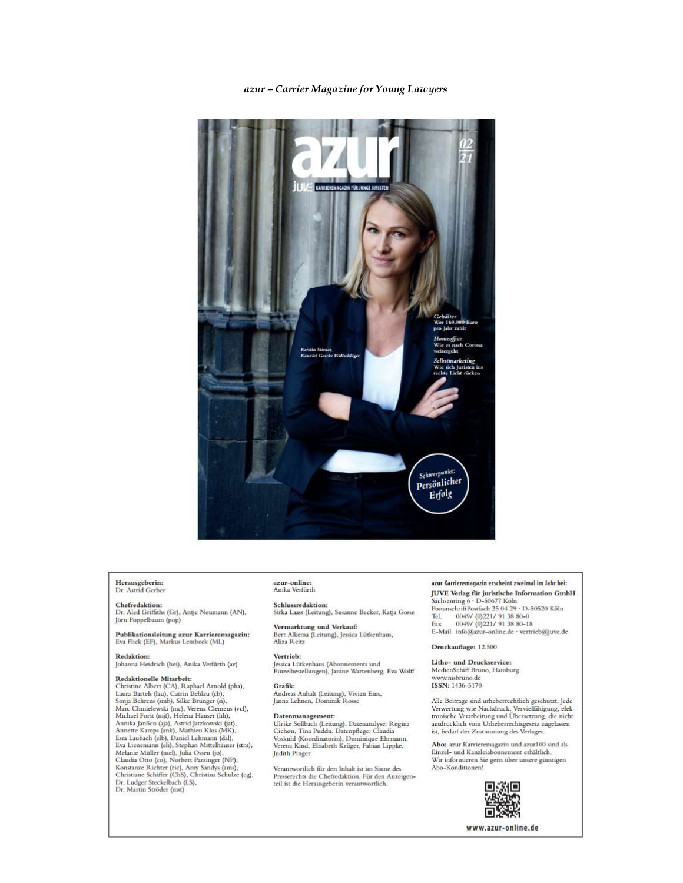*azur – Carrier Magazine for Young Lawyers*

**Herausgeberin:**
Dr. Astrid Gerber

**Chefredaktion:**
Dr. Aled Griffiths (Gr), Antje Neumann (AN), Jörn Poppelbaum (pop)

**Publikationsleitung azur Karrieremagazin:**
Eva Flick (EF), Markus Lembeck (ML)

**Redaktion:**
Johanna Heidrich (hei), Anika Verfürth (av)

**Redaktionelle Mitarbeit:**
Christine Albert (CA), Raphael Arnold (pha), Laura Bartels (lau), Catrin Behlau (cb), Sonja Behrens (smb), Silke Brünger (si), Marc Chmielewski (mc), Verena Clemens (vcl), Michael Forst (mjf), Helena Hauser (hh), Annika Janßen (aja), Astrid Jatzkowski (jat), Annette Kamps (ank), Mathieu Klos (MK), Esra Laubach (elb), Daniel Lehmann (dal), Eva Lienemann (eli), Stephan Mittelhäuser (stm), Melanie Müller (mel), Julia Ossen (jo), Claudia Otto (co), Norbert Parzinger (NP), Konstanze Richter (ric), Amy Sandys (ams), Christiane Schiffer (ChS), Christina Schulze (cg), Dr. Ludger Steckelbach (LS), Dr. Martin Ströder (mst)

**azur-online:**
Anika Verfürth

**Schlussredaktion:**
Sirka Laass (Leitung), Susanne Becker, Katja Gosse

**Vermarktung und Verkauf:**
Bert Alkema (Leitung), Jessica Lütkenhaus, Aliza Reitz

**Vertrieb:**
Jessica Lütkenhaus (Abonnements und Einzelbestellungen), Janine Wartenberg, Eva Wolff

**Grafik:**
Andreas Anhalt (Leitung), Vivian Ems, Janna Lehnen, Dominik Rosse

**Datenmanagement:**
Ulrike Sollbach (Leitung). Datenanalyse: Regina Cichon, Tina Puddu. Datenpflege: Claudia Voskuhl (Koordinatorin), Dominique Ehrmann, Verena Kind, Elisabeth Krüger, Fabian Lippke, Judith Pinger

Verantwortlich für den Inhalt ist im Sinne des Presserechts die Chefredaktion. Für den Anzeigenteil ist die Herausgeberin verantwortlich.

**azur Karrieremagazin erscheint zweimal im Jahr bei:**

**JUVE Verlag für juristische Information GmbH**
Sachsenring 6 · D-50677 Köln
PostanschriftPostfach 25 04 29 · D-50520 Köln
Tel. 0049/ (0)221/ 91 38 80-0
Fax 0049/ (0)221/ 91 38 80-18
E-Mail info@azur-online.de · vertrieb@juve.de

**Druckauflage:** 12.500

**Litho- und Druckservice:**
MedienSchiff Bruno, Hamburg
www.msbruno.de
**ISSN**: 1436-5170

Alle Beiträge sind urheberrechtlich geschützt. Jede Verwertung wie Nachdruck, Vervielfältigung, elektronische Verarbeitung und Übersetzung, die nicht ausdrücklich vom Urheberrechtsgesetz zugelassen ist, bedarf der Zustimmung des Verlages.

**Abo:** azur Karrieremagazin und azur100 sind als Einzel- und Kanzleiabonnement erhältlich. Wir informieren Sie gern über unsere günstigen Abo-Konditionen!

**www.azur-online.de**